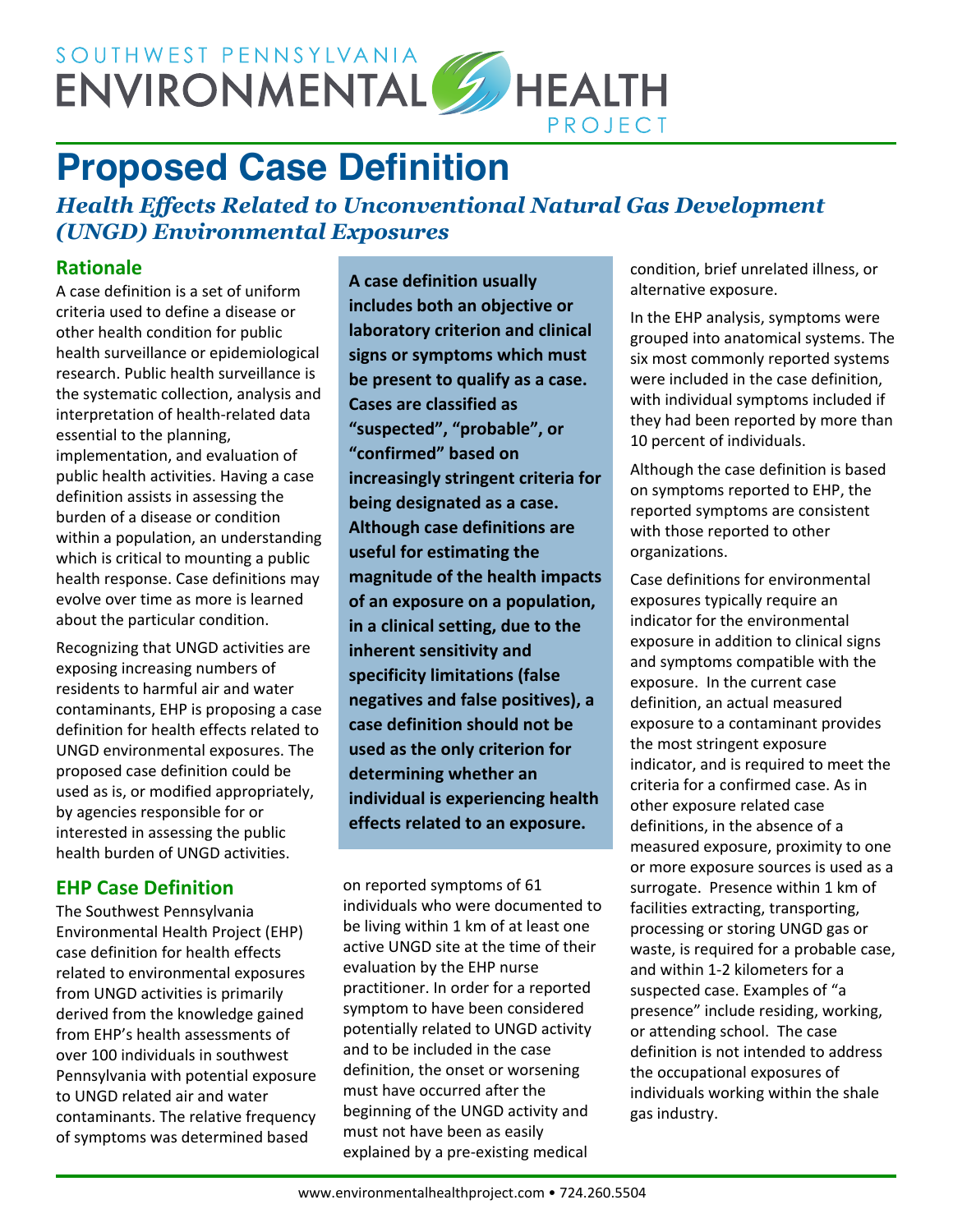SOUTHWEST PENNSYLVANIA ENVIRONMENTAL HEALTH PROJECT

# Proposed Case Definition

## *Health Effects Related to Unconventional Natural Gas Development (UNGD) Environmental Exposures*

### Rationale

A case definition is a set of uniform criteria used to define a disease or other health condition for public health surveillance or epidemiological research. Public health surveillance is the systematic collection, analysis and interpretation of health-related data essential to the planning, implementation, and evaluation of public health activities. Having a case definition assists in assessing the burden of a disease or condition within a population, an understanding which is critical to mounting a public health response. Case definitions may evolve over time as more is learned about the particular condition.

Recognizing that UNGD activities are exposing increasing numbers of residents to harmful air and water contaminants, EHP is proposing a case definition for health effects related to UNGD environmental exposures. The proposed case definition could be used as is, or modified appropriately, by agencies responsible for or interested in assessing the public health burden of UNGD activities.

**A case definition usually includes both an objective or laboratory criterion and clinical signs or symptoms which must be present to qualify as a case. Cases are classified as "suspected", "probable", or "confirmed" based on increasingly stringent criteria for being designated as a case. Although case definitions are useful for estimating the magnitude of the health impacts of an exposure on a population, in a clinical setting, due to the inherent sensitivity and specificity limitations (false negatives and false positives), a case definition should not be used as the only criterion for determining whether an individual is experiencing health effects related to an exposure.**

### EHP Case Definition

The Southwest Pennsylvania Environmental Health Project (EHP) case definition for health effects related to environmental exposures from UNGD activities is primarily derived from the knowledge gained from EHP's health assessments of over 100 individuals in southwest Pennsylvania with potential exposure to UNGD related air and water contaminants. The relative frequency of symptoms was determined based on reported symptoms of 61 individuals who were documented to be living within 1 km of at least one active UNGD site at the time of their evaluation by the EHP nurse practitioner. In order for a reported symptom to have been considered potentially related to UNGD activity and to be included in the case definition, the onset or worsening must have occurred after the beginning of the UNGD activity and must not have been as easily explained by a pre-existing medical condition, brief unrelated illness, or alternative exposure.

In the EHP analysis, symptoms were grouped into anatomical systems. The six most commonly reported systems were included in the case definition, with individual symptoms included if they had been reported by more than 10 percent of individuals.

Although the case definition is based on symptoms reported to EHP, the reported symptoms are consistent with those reported to other organizations.

Case definitions for environmental exposures typically require an indicator for the environmental exposure in addition to clinical signs and symptoms compatible with the exposure. In the current case definition, an actual measured exposure to a contaminant provides the most stringent exposure indicator, and is required to meet the criteria for a confirmed case. As in other exposure related case definitions, in the absence of a measured exposure, proximity to one or more exposure sources is used as a surrogate. Presence within 1 km of facilities extracting, transporting, processing or storing UNGD gas or waste, is required for a probable case, and within 1-2 kilometers for a suspected case. Examples of "a presence" include residing, working, or attending school. The case definition is not intended to address the occupational exposures of individuals working within the shale gas industry.

www.environmentalhealthproject.com • 724.260.5504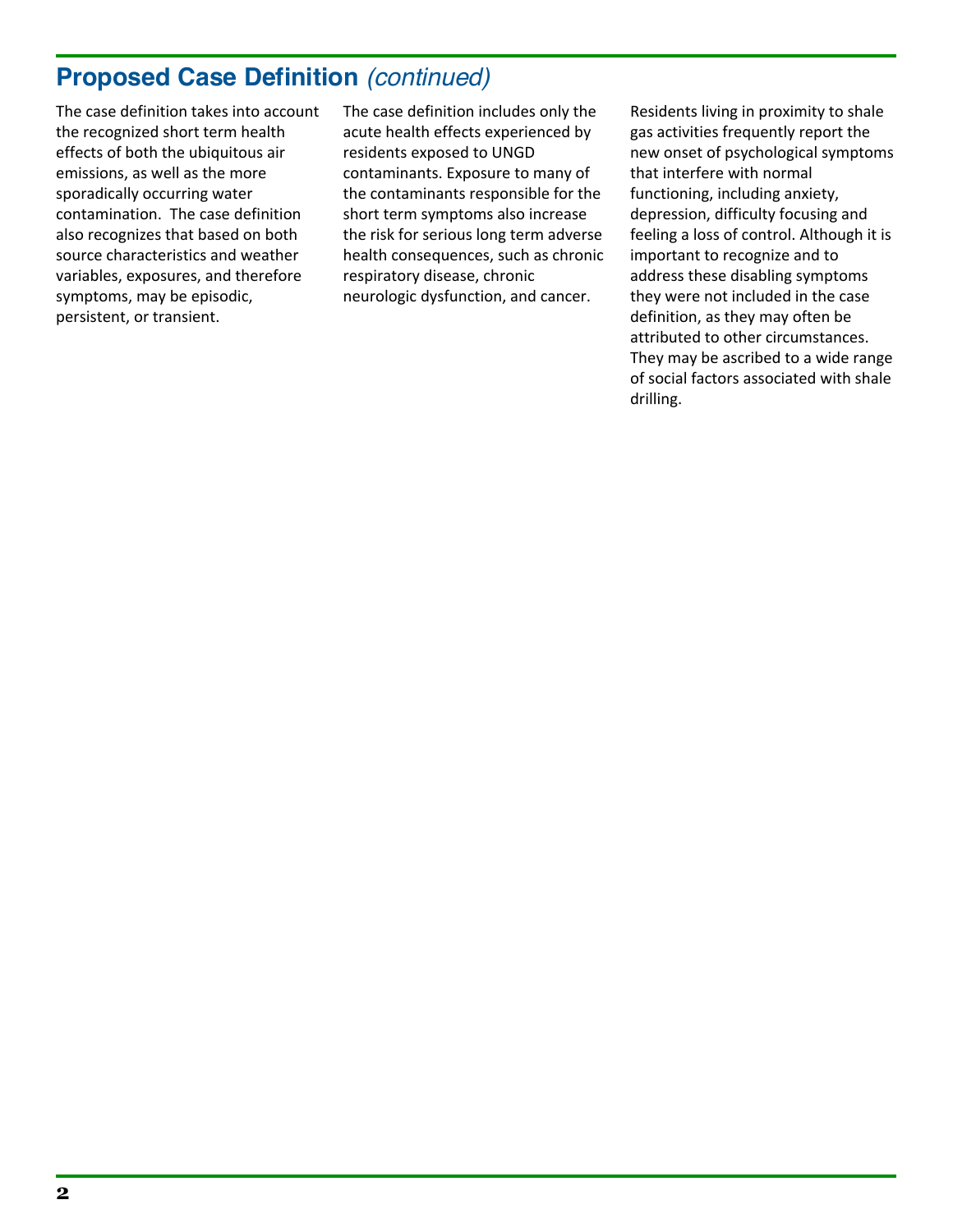## Proposed Case Definition *(continued)*

The case definition takes into account the recognized short term health effects of both the ubiquitous air emissions, as well as the more sporadically occurring water contamination. The case definition also recognizes that based on both source characteristics and weather variables, exposures, and therefore symptoms, may be episodic, persistent, or transient.

The case definition includes only the acute health effects experienced by residents exposed to UNGD contaminants. Exposure to many of the contaminants responsible for the short term symptoms also increase the risk for serious long term adverse health consequences, such as chronic respiratory disease, chronic neurologic dysfunction, and cancer.

Residents living in proximity to shale gas activities frequently report the new onset of psychological symptoms that interfere with normal functioning, including anxiety, depression, difficulty focusing and feeling a loss of control. Although it is important to recognize and to address these disabling symptoms they were not included in the case definition, as they may often be attributed to other circumstances. They may be ascribed to a wide range of social factors associated with shale drilling.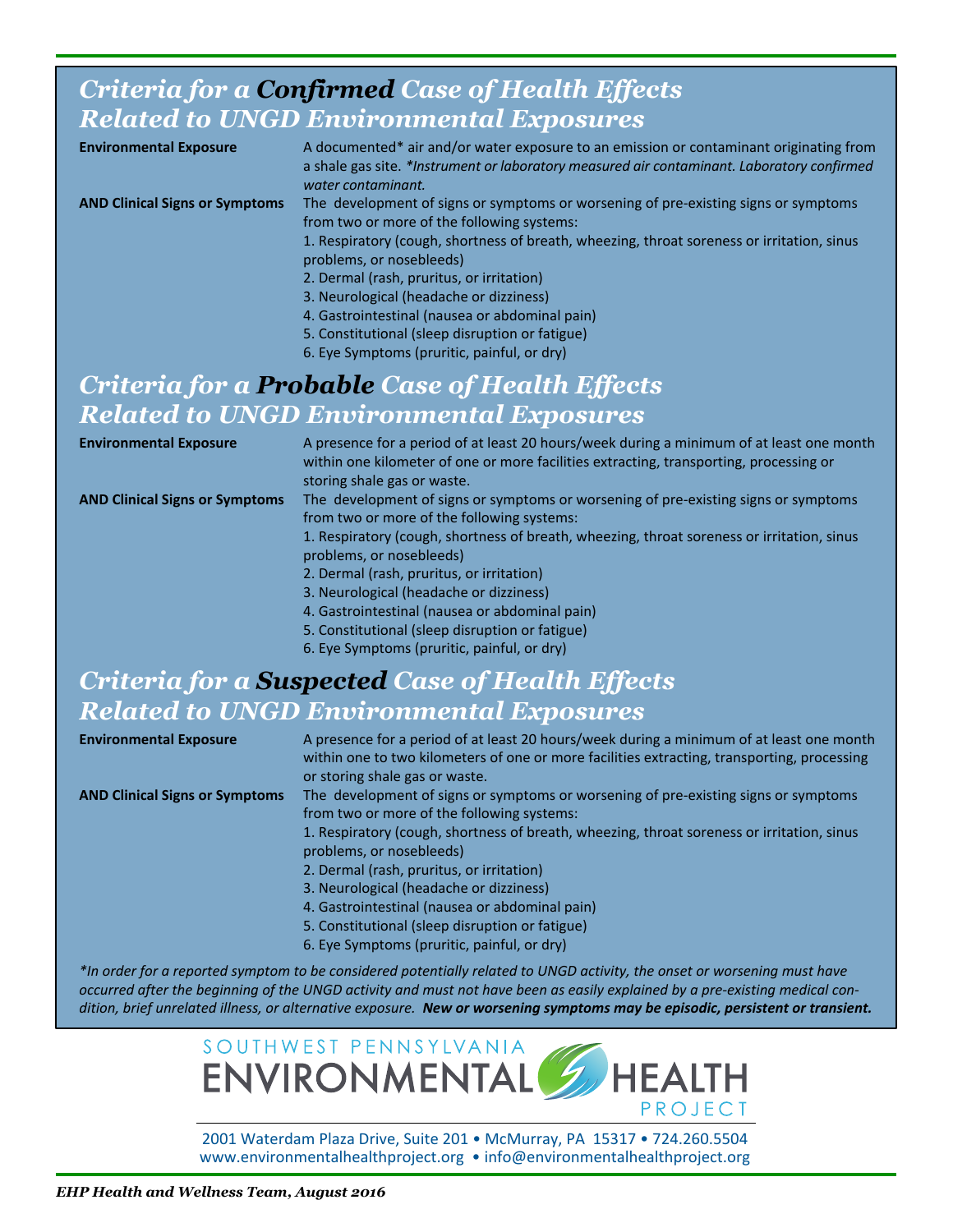## *Criteria for a **Confirmed** Case of Health Effects Related to UNGD Environmental Exposures*

**Environmental Exposure**

A documented* air and/or water exposure to an emission or contaminant originating from a shale gas site. *\*Instrument or laboratory measured air contaminant. Laboratory confirmed water contaminant.*

**AND Clinical Signs or Symptoms**

The development of signs or symptoms or worsening of pre-existing signs or symptoms from two or more of the following systems:

1. Respiratory (cough, shortness of breath, wheezing, throat soreness or irritation, sinus problems, or nosebleeds)
2. Dermal (rash, pruritus, or irritation)
3. Neurological (headache or dizziness)
4. Gastrointestinal (nausea or abdominal pain)
5. Constitutional (sleep disruption or fatigue)
6. Eye Symptoms (pruritic, painful, or dry)

## *Criteria for a **Probable** Case of Health Effects Related to UNGD Environmental Exposures*

**Environmental Exposure**

A presence for a period of at least 20 hours/week during a minimum of at least one month within one kilometer of one or more facilities extracting, transporting, processing or storing shale gas or waste.

**AND Clinical Signs or Symptoms**

The development of signs or symptoms or worsening of pre-existing signs or symptoms from two or more of the following systems:

1. Respiratory (cough, shortness of breath, wheezing, throat soreness or irritation, sinus problems, or nosebleeds)
2. Dermal (rash, pruritus, or irritation)
3. Neurological (headache or dizziness)
4. Gastrointestinal (nausea or abdominal pain)
5. Constitutional (sleep disruption or fatigue)
6. Eye Symptoms (pruritic, painful, or dry)

## *Criteria for a **Suspected** Case of Health Effects Related to UNGD Environmental Exposures*

**Environmental Exposure**

A presence for a period of at least 20 hours/week during a minimum of at least one month within one to two kilometers of one or more facilities extracting, transporting, processing or storing shale gas or waste.

**AND Clinical Signs or Symptoms**

The development of signs or symptoms or worsening of pre-existing signs or symptoms from two or more of the following systems:

1. Respiratory (cough, shortness of breath, wheezing, throat soreness or irritation, sinus problems, or nosebleeds)
2. Dermal (rash, pruritus, or irritation)
3. Neurological (headache or dizziness)
4. Gastrointestinal (nausea or abdominal pain)
5. Constitutional (sleep disruption or fatigue)
6. Eye Symptoms (pruritic, painful, or dry)

*\*In order for a reported symptom to be considered potentially related to UNGD activity, the onset or worsening must have occurred after the beginning of the UNGD activity and must not have been as easily explained by a pre-existing medical condition, brief unrelated illness, or alternative exposure.* ***New or worsening symptoms may be episodic, persistent or transient.***

SOUTHWEST PENNSYLVANIA ENVIRONMENTAL HEALTH PROJECT

2001 Waterdam Plaza Drive, Suite 201 • McMurray, PA 15317 • 724.260.5504
www.environmentalhealthproject.org • info@environmentalhealthproject.org

***EHP Health and Wellness Team, August 2016***